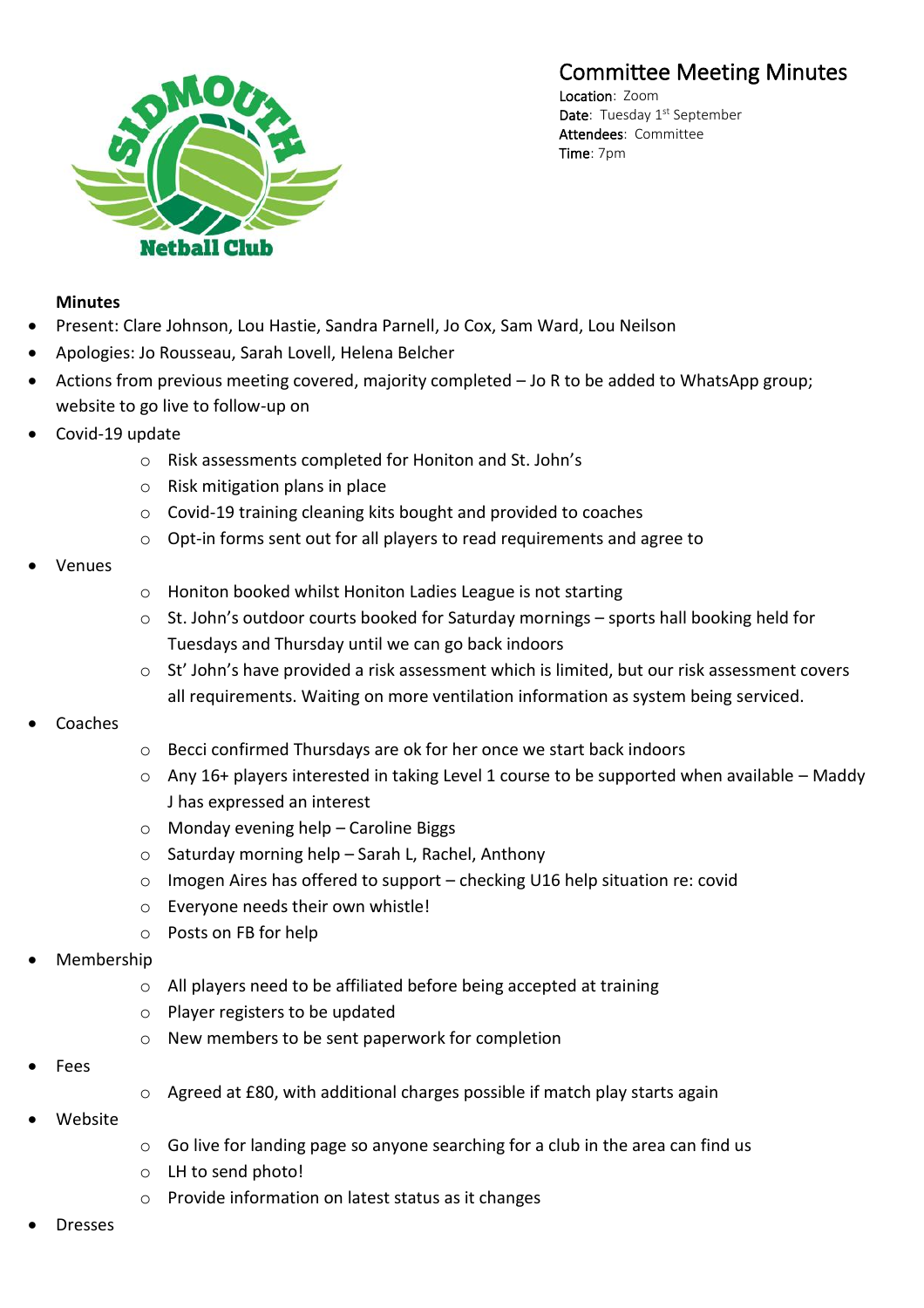# Committee Meeting Minutes

**Location**: Zoom
**Date**: Tuesday 1st September
**Attendees**: Committee
**Time**: 7pm

**Minutes**

- Present: Clare Johnson, Lou Hastie, Sandra Parnell, Jo Cox, Sam Ward, Lou Neilson
- Apologies: Jo Rousseau, Sarah Lovell, Helena Belcher
- Actions from previous meeting covered, majority completed – Jo R to be added to WhatsApp group; website to go live to follow-up on
- Covid-19 update
  - Risk assessments completed for Honiton and St. John's
  - Risk mitigation plans in place
  - Covid-19 training cleaning kits bought and provided to coaches
  - Opt-in forms sent out for all players to read requirements and agree to
- Venues
  - Honiton booked whilst Honiton Ladies League is not starting
  - St. John's outdoor courts booked for Saturday mornings – sports hall booking held for Tuesdays and Thursday until we can go back indoors
  - St' John's have provided a risk assessment which is limited, but our risk assessment covers all requirements. Waiting on more ventilation information as system being serviced.
- Coaches
  - Becci confirmed Thursdays are ok for her once we start back indoors
  - Any 16+ players interested in taking Level 1 course to be supported when available – Maddy J has expressed an interest
  - Monday evening help – Caroline Biggs
  - Saturday morning help – Sarah L, Rachel, Anthony
  - Imogen Aires has offered to support – checking U16 help situation re: covid
  - Everyone needs their own whistle!
  - Posts on FB for help
- Membership
  - All players need to be affiliated before being accepted at training
  - Player registers to be updated
  - New members to be sent paperwork for completion
- Fees
  - Agreed at £80, with additional charges possible if match play starts again
- Website
  - Go live for landing page so anyone searching for a club in the area can find us
  - LH to send photo!
  - Provide information on latest status as it changes
- Dresses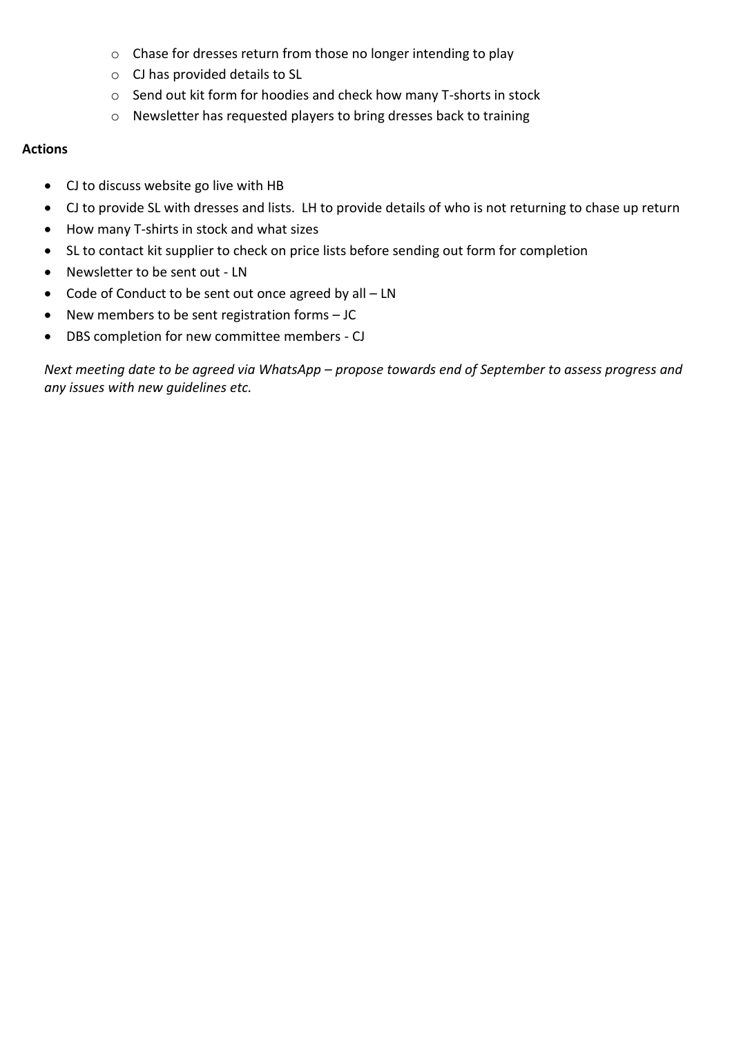- Chase for dresses return from those no longer intending to play
  - CJ has provided details to SL
  - Send out kit form for hoodies and check how many T-shorts in stock
  - Newsletter has requested players to bring dresses back to training

**Actions**

- CJ to discuss website go live with HB
- CJ to provide SL with dresses and lists. LH to provide details of who is not returning to chase up return
- How many T-shirts in stock and what sizes
- SL to contact kit supplier to check on price lists before sending out form for completion
- Newsletter to be sent out - LN
- Code of Conduct to be sent out once agreed by all – LN
- New members to be sent registration forms – JC
- DBS completion for new committee members - CJ

*Next meeting date to be agreed via WhatsApp – propose towards end of September to assess progress and any issues with new guidelines etc.*